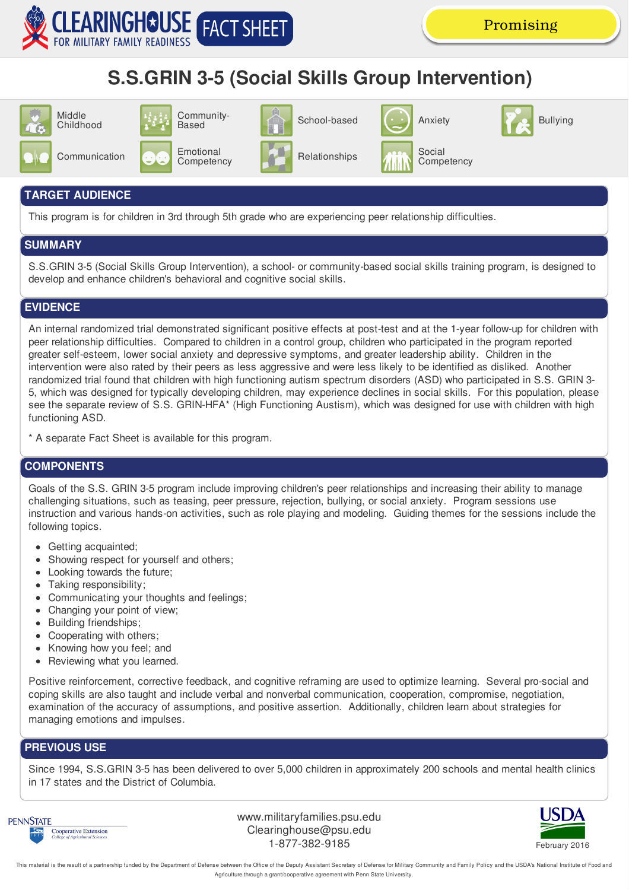CLEARINGHOUSE FOR MILITARY FAMILY READINESS FACT SHEET

Promising

# S.S.GRIN 3-5 (Social Skills Group Intervention)

Middle Childhood | Community-Based | School-based | Anxiety | Bullying | Communication | Emotional Competency | Relationships | Social Competency

## TARGET AUDIENCE

This program is for children in 3rd through 5th grade who are experiencing peer relationship difficulties.

## SUMMARY

S.S.GRIN 3-5 (Social Skills Group Intervention), a school- or community-based social skills training program, is designed to develop and enhance children's behavioral and cognitive social skills.

## EVIDENCE

An internal randomized trial demonstrated significant positive effects at post-test and at the 1-year follow-up for children with peer relationship difficulties. Compared to children in a control group, children who participated in the program reported greater self-esteem, lower social anxiety and depressive symptoms, and greater leadership ability. Children in the intervention were also rated by their peers as less aggressive and were less likely to be identified as disliked. Another randomized trial found that children with high functioning autism spectrum disorders (ASD) who participated in S.S. GRIN 3-5, which was designed for typically developing children, may experience declines in social skills. For this population, please see the separate review of S.S. GRIN-HFA* (High Functioning Austism), which was designed for use with children with high functioning ASD.

* A separate Fact Sheet is available for this program.

## COMPONENTS

Goals of the S.S. GRIN 3-5 program include improving children's peer relationships and increasing their ability to manage challenging situations, such as teasing, peer pressure, rejection, bullying, or social anxiety. Program sessions use instruction and various hands-on activities, such as role playing and modeling. Guiding themes for the sessions include the following topics.

- Getting acquainted;
- Showing respect for yourself and others;
- Looking towards the future;
- Taking responsibility;
- Communicating your thoughts and feelings;
- Changing your point of view;
- Building friendships;
- Cooperating with others;
- Knowing how you feel; and
- Reviewing what you learned.

Positive reinforcement, corrective feedback, and cognitive reframing are used to optimize learning. Several pro-social and coping skills are also taught and include verbal and nonverbal communication, cooperation, compromise, negotiation, examination of the accuracy of assumptions, and positive assertion. Additionally, children learn about strategies for managing emotions and impulses.

## PREVIOUS USE

Since 1994, S.S.GRIN 3-5 has been delivered to over 5,000 children in approximately 200 schools and mental health clinics in 17 states and the District of Columbia.

PENNSTATE Cooperative Extension College of Agricultural Sciences

www.militaryfamilies.psu.edu
Clearinghouse@psu.edu
1-877-382-9185

USDA

February 2016

This material is the result of a partnership funded by the Department of Defense between the Office of the Deputy Assistant Secretary of Defense for Military Community and Family Policy and the USDA's National Institute of Food and Agriculture through a grant/cooperative agreement with Penn State University.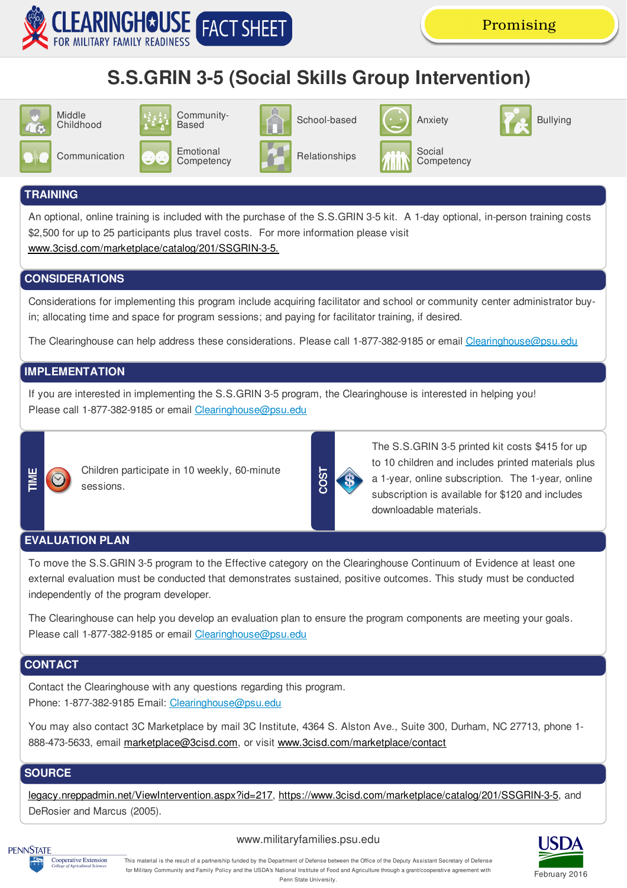CLEARINGHOUSE FOR MILITARY FAMILY READINESS FACT SHEET

Promising

# S.S.GRIN 3-5 (Social Skills Group Intervention)

Middle Childhood | Community-Based | School-based | Anxiety | Bullying | Communication | Emotional Competency | Relationships | Social Competency

## TRAINING

An optional, online training is included with the purchase of the S.S.GRIN 3-5 kit. A 1-day optional, in-person training costs $2,500 for up to 25 participants plus travel costs. For more information please visit www.3cisd.com/marketplace/catalog/201/SSGRIN-3-5.

## CONSIDERATIONS

Considerations for implementing this program include acquiring facilitator and school or community center administrator buy-in; allocating time and space for program sessions; and paying for facilitator training, if desired.

The Clearinghouse can help address these considerations. Please call 1-877-382-9185 or email Clearinghouse@psu.edu

## IMPLEMENTATION

If you are interested in implementing the S.S.GRIN 3-5 program, the Clearinghouse is interested in helping you! Please call 1-877-382-9185 or email Clearinghouse@psu.edu

## TIME

Children participate in 10 weekly, 60-minute sessions.

## COST

The S.S.GRIN 3-5 printed kit costs $415 for up to 10 children and includes printed materials plus a 1-year, online subscription. The 1-year, online subscription is available for $120 and includes downloadable materials.

## EVALUATION PLAN

To move the S.S.GRIN 3-5 program to the Effective category on the Clearinghouse Continuum of Evidence at least one external evaluation must be conducted that demonstrates sustained, positive outcomes. This study must be conducted independently of the program developer.

The Clearinghouse can help you develop an evaluation plan to ensure the program components are meeting your goals. Please call 1-877-382-9185 or email Clearinghouse@psu.edu

## CONTACT

Contact the Clearinghouse with any questions regarding this program.
Phone: 1-877-382-9185 Email: Clearinghouse@psu.edu

You may also contact 3C Marketplace by mail 3C Institute, 4364 S. Alston Ave., Suite 300, Durham, NC 27713, phone 1-888-473-5633, email marketplace@3cisd.com, or visit www.3cisd.com/marketplace/contact

## SOURCE

legacy.nreppadmin.net/ViewIntervention.aspx?id=217, https://www.3cisd.com/marketplace/catalog/201/SSGRIN-3-5, and DeRosier and Marcus (2005).

www.militaryfamilies.psu.edu

This material is the result of a partnership funded by the Department of Defense between the Office of the Deputy Assistant Secretary of Defense for Military Community and Family Policy and the USDA's National Institute of Food and Agriculture through a grant/cooperative agreement with Penn State University.

February 2016